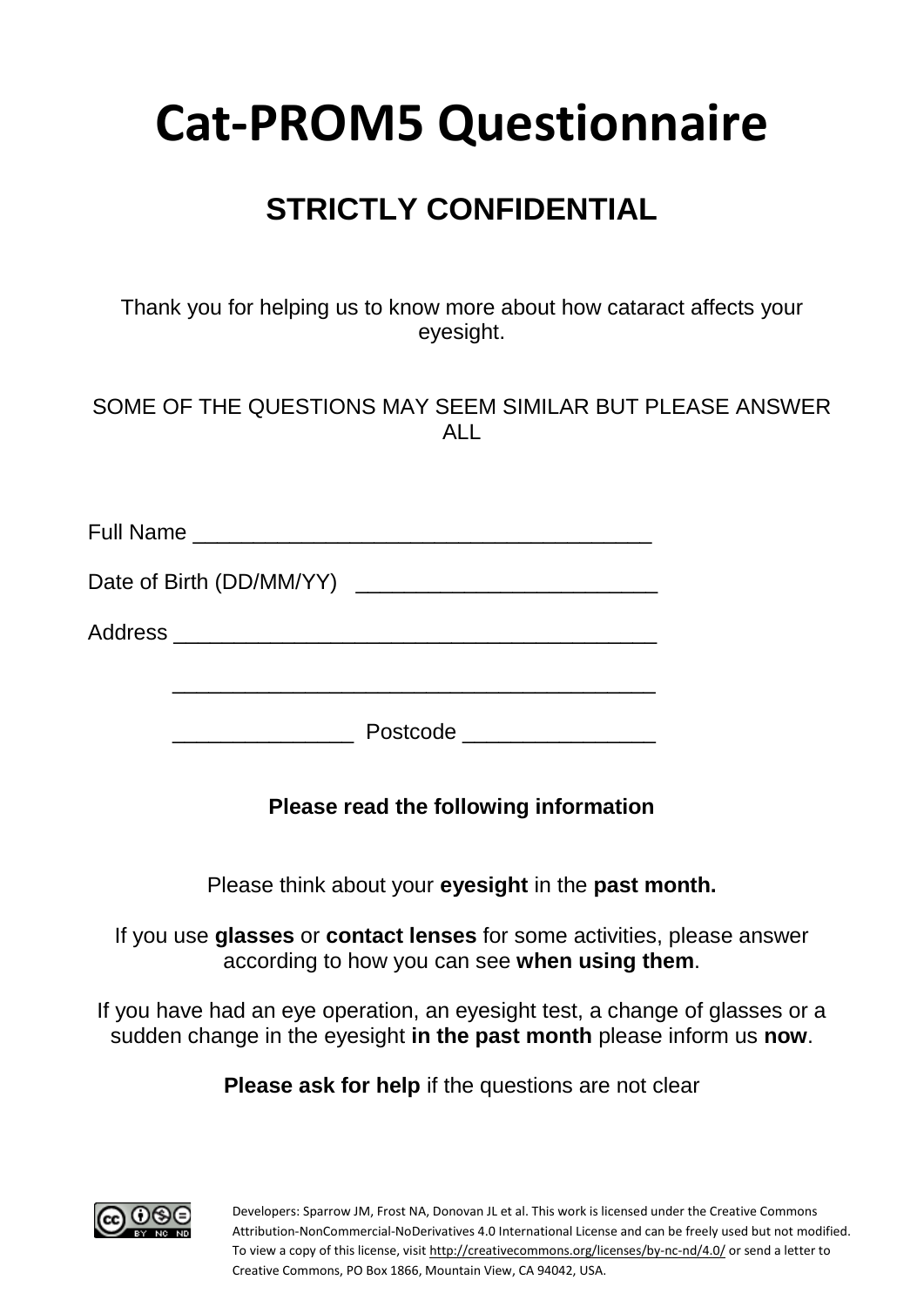# Cat-PROM5 Questionnaire

## STRICTLY CONFIDENTIAL

Thank you for helping us to know more about how cataract affects your eyesight.

SOME OF THE QUESTIONS MAY SEEM SIMILAR BUT PLEASE ANSWER ALL

Full Name ______________________________________

Date of Birth (DD/MM/YY) _________________________

Address ________________________________________

________________________________________

_______________ Postcode ________________

**Please read the following information**

Please think about your **eyesight** in the **past month.**

If you use **glasses** or **contact lenses** for some activities, please answer according to how you can see **when using them**.

If you have had an eye operation, an eyesight test, a change of glasses or a sudden change in the eyesight **in the past month** please inform us **now**.

**Please ask for help** if the questions are not clear

Developers: Sparrow JM, Frost NA, Donovan JL et al. This work is licensed under the Creative Commons Attribution-NonCommercial-NoDerivatives 4.0 International License and can be freely used but not modified. To view a copy of this license, visit http://creativecommons.org/licenses/by-nc-nd/4.0/ or send a letter to Creative Commons, PO Box 1866, Mountain View, CA 94042, USA.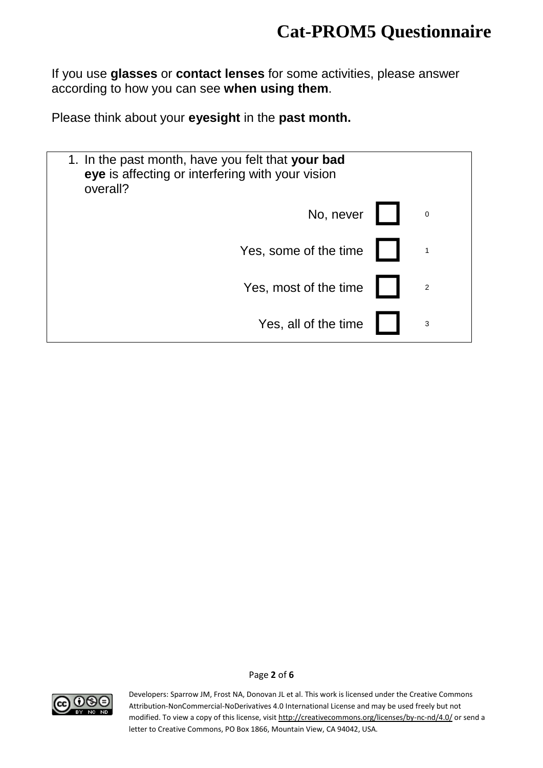# Cat-PROM5 Questionnaire

If you use **glasses** or **contact lenses** for some activities, please answer according to how you can see **when using them**.

Please think about your **eyesight** in the **past month.**

1. In the past month, have you felt that **your bad eye** is affecting or interfering with your vision overall?

| Response | | Score |
|---|---|---|
| No, never | ☐ | 0 |
| Yes, some of the time | ☐ | 1 |
| Yes, most of the time | ☐ | 2 |
| Yes, all of the time | ☐ | 3 |

Developers: Sparrow JM, Frost NA, Donovan JL et al. This work is licensed under the Creative Commons Attribution-NonCommercial-NoDerivatives 4.0 International License and may be used freely but not modified. To view a copy of this license, visit http://creativecommons.org/licenses/by-nc-nd/4.0/ or send a letter to Creative Commons, PO Box 1866, Mountain View, CA 94042, USA.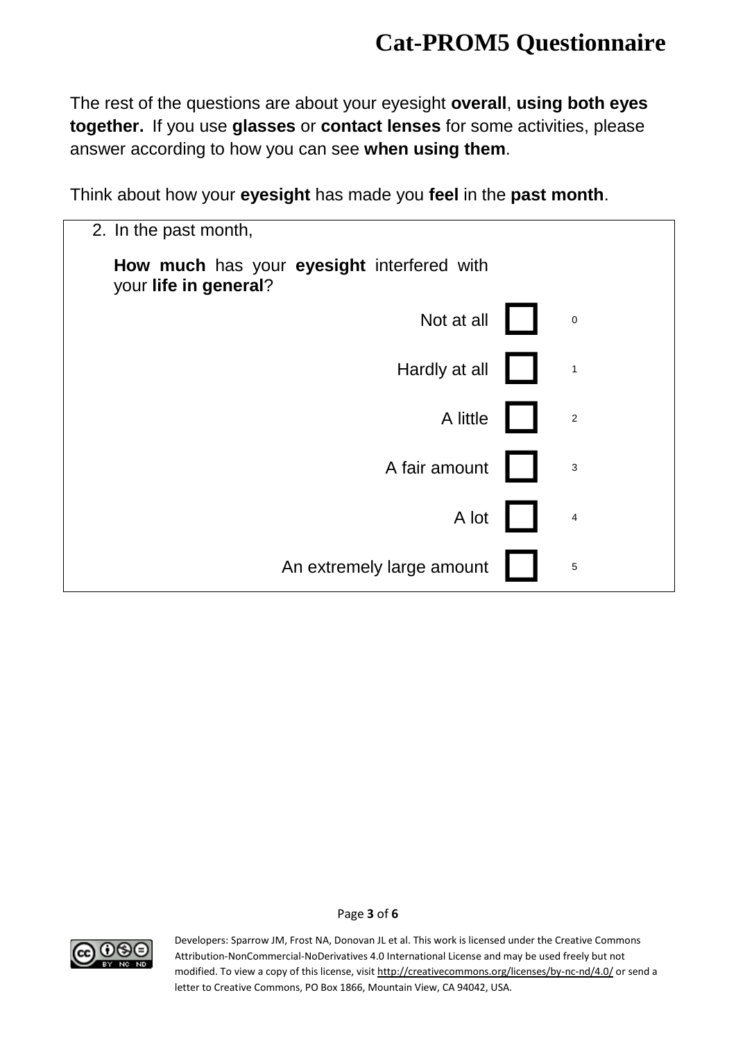# Cat-PROM5 Questionnaire

The rest of the questions are about your eyesight **overall**, **using both eyes together.** If you use **glasses** or **contact lenses** for some activities, please answer according to how you can see **when using them**.

Think about how your **eyesight** has made you **feel** in the **past month**.

2. In the past month,

   **How much** has your **eyesight** interfered with your **life in general**?

| Response | | Score |
|---|---|---|
| Not at all | ☐ | 0 |
| Hardly at all | ☐ | 1 |
| A little | ☐ | 2 |
| A fair amount | ☐ | 3 |
| A lot | ☐ | 4 |
| An extremely large amount | ☐ | 5 |

Developers: Sparrow JM, Frost NA, Donovan JL et al. This work is licensed under the Creative Commons Attribution-NonCommercial-NoDerivatives 4.0 International License and may be used freely but not modified. To view a copy of this license, visit http://creativecommons.org/licenses/by-nc-nd/4.0/ or send a letter to Creative Commons, PO Box 1866, Mountain View, CA 94042, USA.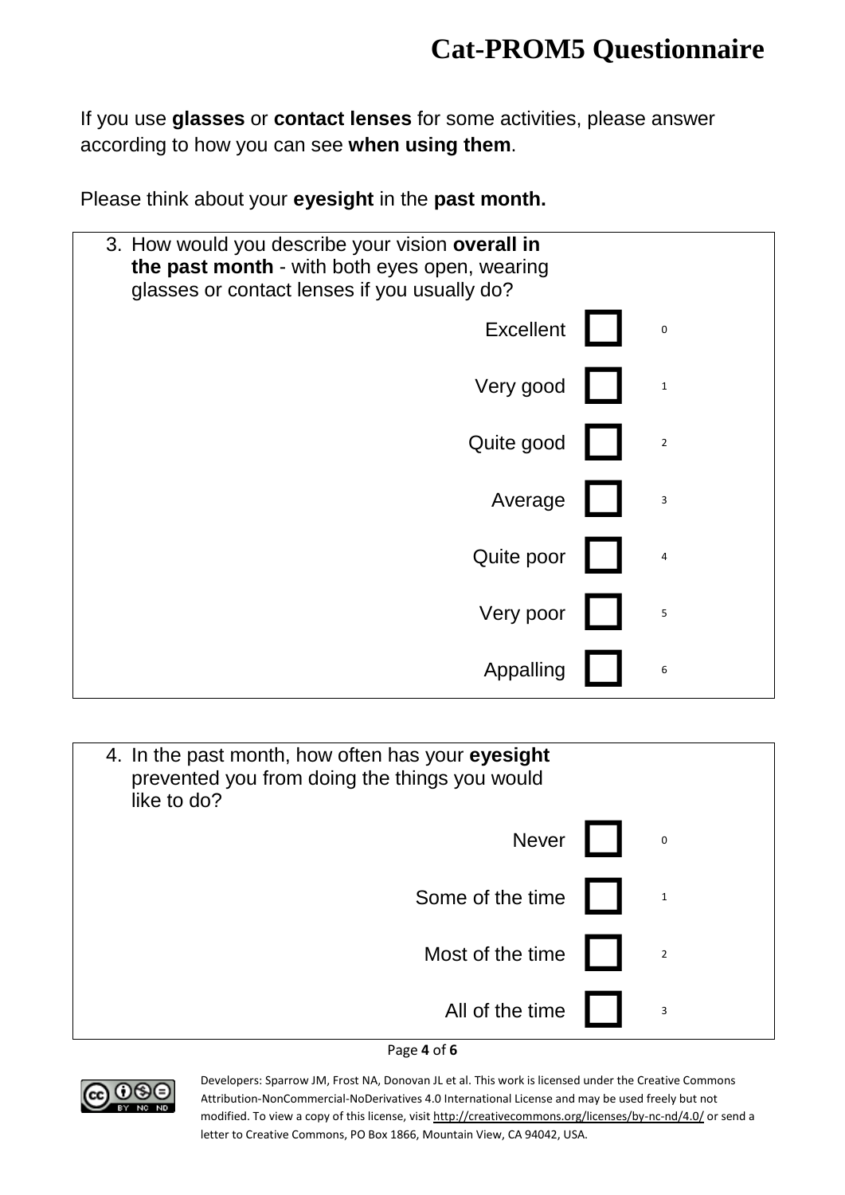# Cat-PROM5 Questionnaire

If you use **glasses** or **contact lenses** for some activities, please answer according to how you can see **when using them**.

Please think about your **eyesight** in the **past month.**

3. How would you describe your vision **overall in the past month** - with both eyes open, wearing glasses or contact lenses if you usually do?

| Response | | Score |
|---|---|---|
| Excellent | ☐ | 0 |
| Very good | ☐ | 1 |
| Quite good | ☐ | 2 |
| Average | ☐ | 3 |
| Quite poor | ☐ | 4 |
| Very poor | ☐ | 5 |
| Appalling | ☐ | 6 |

4. In the past month, how often has your **eyesight** prevented you from doing the things you would like to do?

| Response | | Score |
|---|---|---|
| Never | ☐ | 0 |
| Some of the time | ☐ | 1 |
| Most of the time | ☐ | 2 |
| All of the time | ☐ | 3 |

Developers: Sparrow JM, Frost NA, Donovan JL et al. This work is licensed under the Creative Commons Attribution-NonCommercial-NoDerivatives 4.0 International License and may be used freely but not modified. To view a copy of this license, visit http://creativecommons.org/licenses/by-nc-nd/4.0/ or send a letter to Creative Commons, PO Box 1866, Mountain View, CA 94042, USA.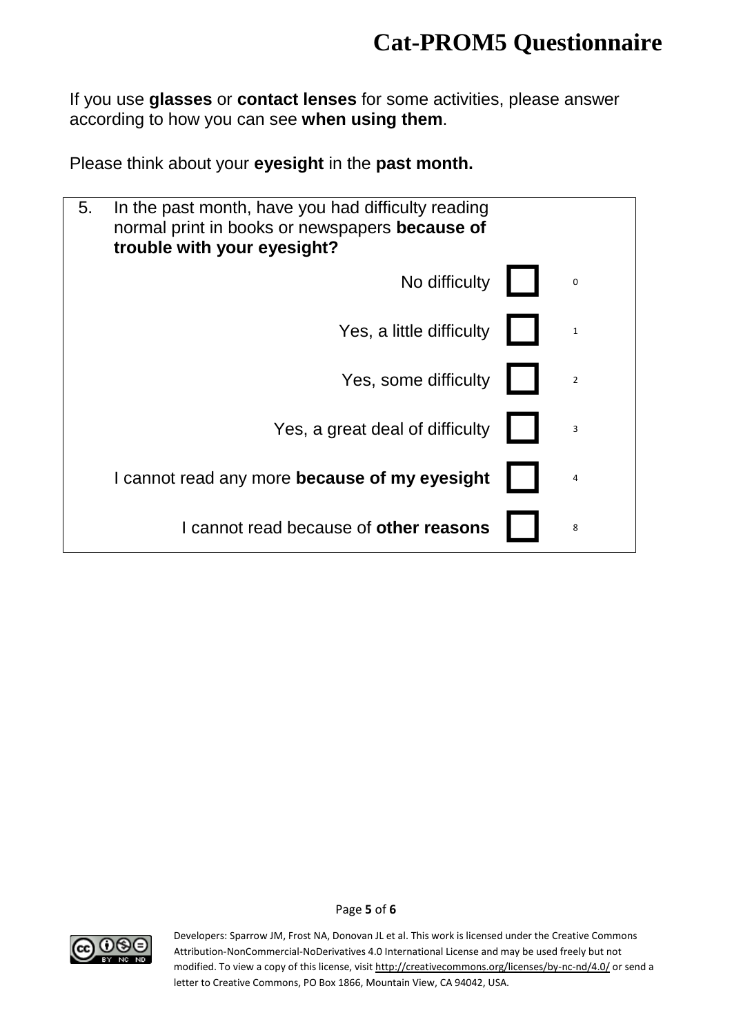If you use **glasses** or **contact lenses** for some activities, please answer according to how you can see **when using them**.

Please think about your **eyesight** in the **past month.**

5. In the past month, have you had difficulty reading normal print in books or newspapers **because of trouble with your eyesight?**

| Response | | Code |
|---|---|---|
| No difficulty | ☐ | 0 |
| Yes, a little difficulty | ☐ | 1 |
| Yes, some difficulty | ☐ | 2 |
| Yes, a great deal of difficulty | ☐ | 3 |
| I cannot read any more **because of my eyesight** | ☐ | 4 |
| I cannot read because of **other reasons** | ☐ | 8 |

Developers: Sparrow JM, Frost NA, Donovan JL et al. This work is licensed under the Creative Commons Attribution-NonCommercial-NoDerivatives 4.0 International License and may be used freely but not modified. To view a copy of this license, visit http://creativecommons.org/licenses/by-nc-nd/4.0/ or send a letter to Creative Commons, PO Box 1866, Mountain View, CA 94042, USA.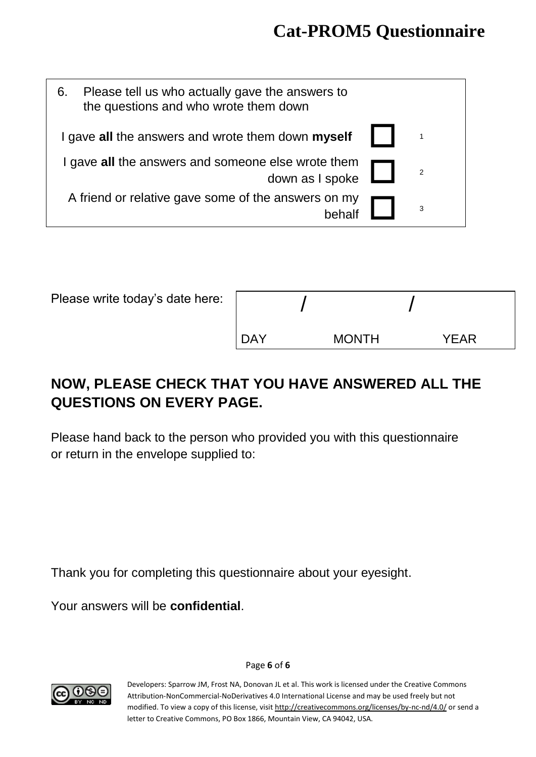# Cat-PROM5 Questionnaire

| | | |
|---|---|---|
| 6. Please tell us who actually gave the answers to the questions and who wrote them down | | |
| I gave **all** the answers and wrote them down **myself** | ☐ | 1 |
| I gave **all** the answers and someone else wrote them down as I spoke | ☐ | 2 |
| A friend or relative gave some of the answers on my behalf | ☐ | 3 |

Please write today's date here:

| | | |
|---|---|---|
| / | / | |
| DAY | MONTH | YEAR |

**NOW, PLEASE CHECK THAT YOU HAVE ANSWERED ALL THE QUESTIONS ON EVERY PAGE.**

Please hand back to the person who provided you with this questionnaire or return in the envelope supplied to:

Thank you for completing this questionnaire about your eyesight.

Your answers will be **confidential**.

Developers: Sparrow JM, Frost NA, Donovan JL et al. This work is licensed under the Creative Commons Attribution-NonCommercial-NoDerivatives 4.0 International License and may be used freely but not modified. To view a copy of this license, visit http://creativecommons.org/licenses/by-nc-nd/4.0/ or send a letter to Creative Commons, PO Box 1866, Mountain View, CA 94042, USA.